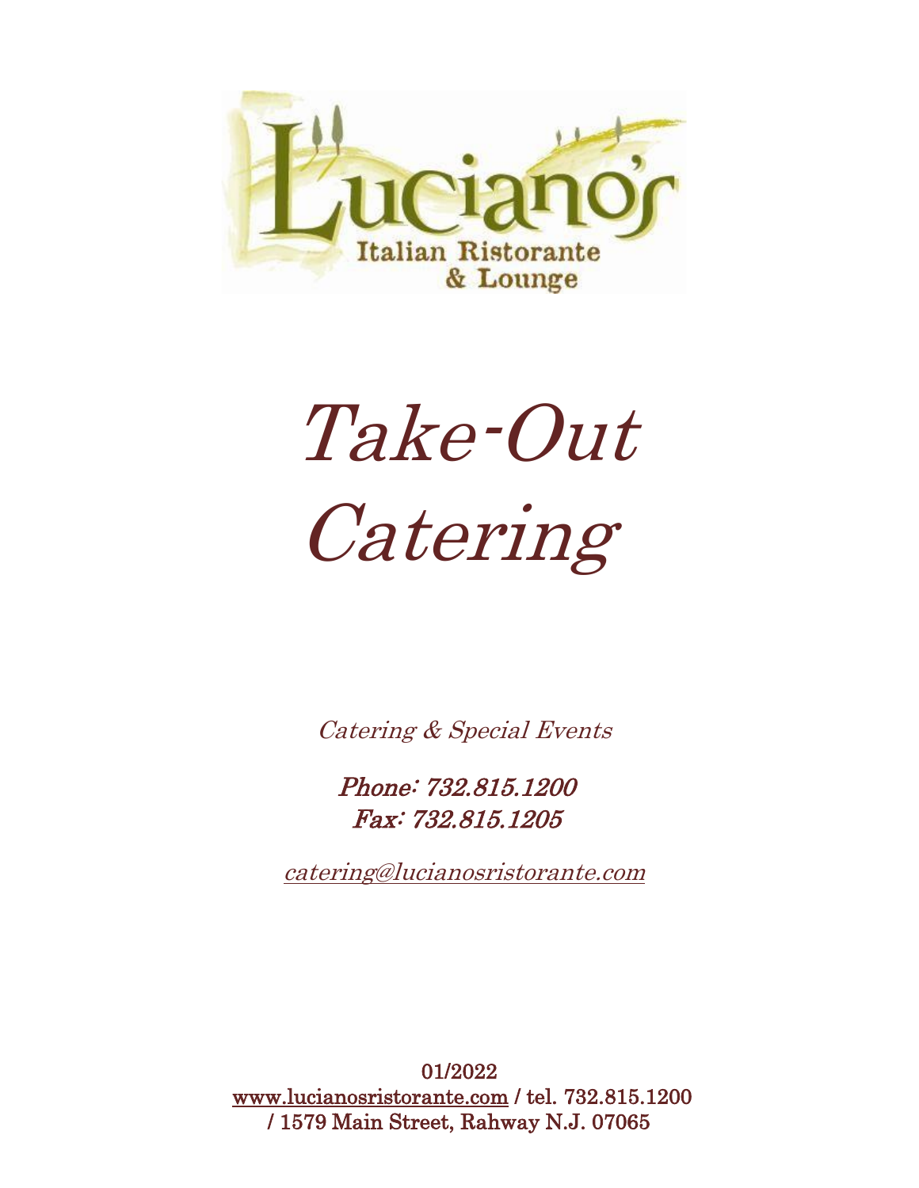Luciano's

Italian Ristorante & Lounge

# *Take-Out Catering*

*Catering & Special Events*

*Phone: 732.815.1200*
*Fax: 732.815.1205*

*catering@lucianosristorante.com*

01/2022
www.lucianosristorante.com / tel. 732.815.1200 / 1579 Main Street, Rahway N.J. 07065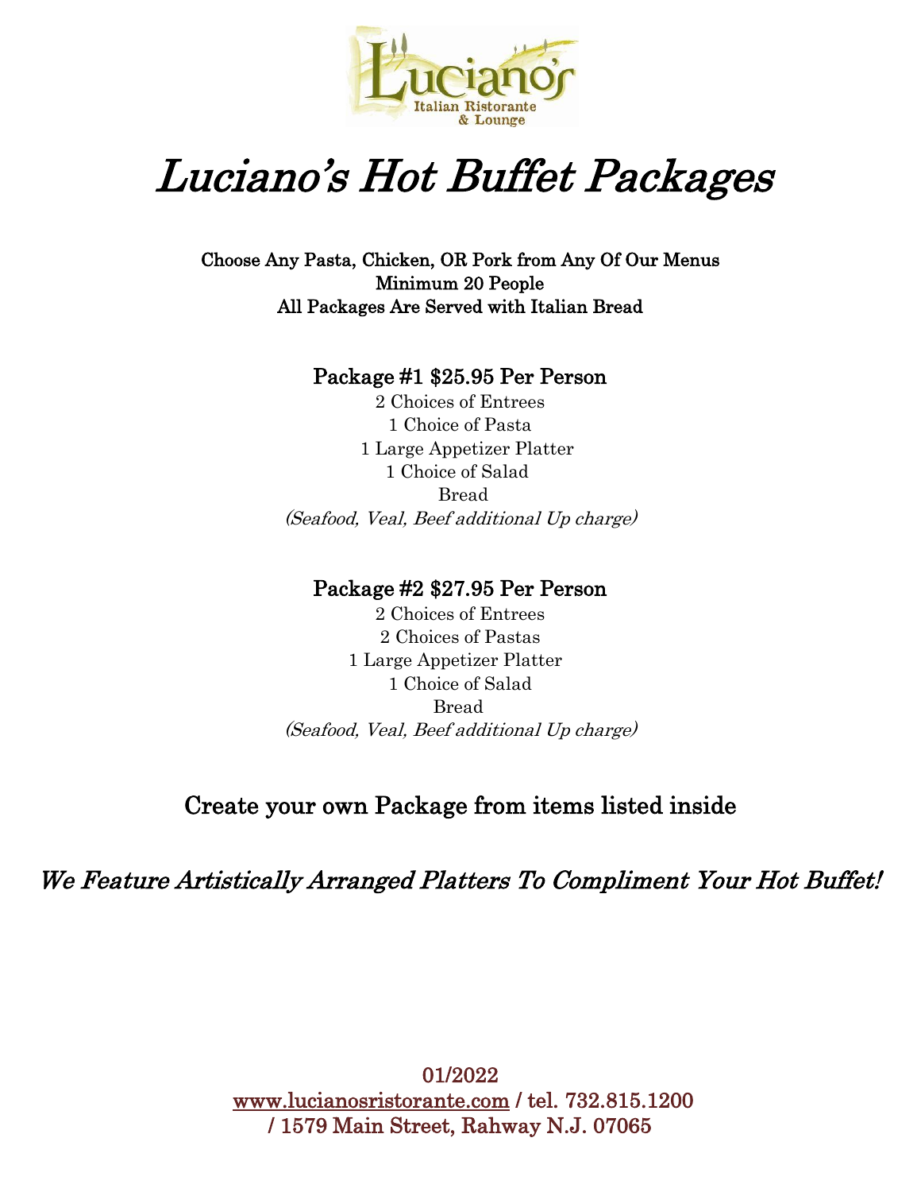# *Luciano's Hot Buffet Packages*

**Choose Any Pasta, Chicken, OR Pork from Any Of Our Menus**
**Minimum 20 People**
**All Packages Are Served with Italian Bread**

## Package #1 $25.95 Per Person

2 Choices of Entrees
1 Choice of Pasta
1 Large Appetizer Platter
1 Choice of Salad
Bread
*(Seafood, Veal, Beef additional Up charge)*

## Package #2 $27.95 Per Person

2 Choices of Entrees
2 Choices of Pastas
1 Large Appetizer Platter
1 Choice of Salad
Bread
*(Seafood, Veal, Beef additional Up charge)*

## Create your own Package from items listed inside

## *We Feature Artistically Arranged Platters To Compliment Your Hot Buffet!*

01/2022
www.lucianosristorante.com / tel. 732.815.1200
/ 1579 Main Street, Rahway N.J. 07065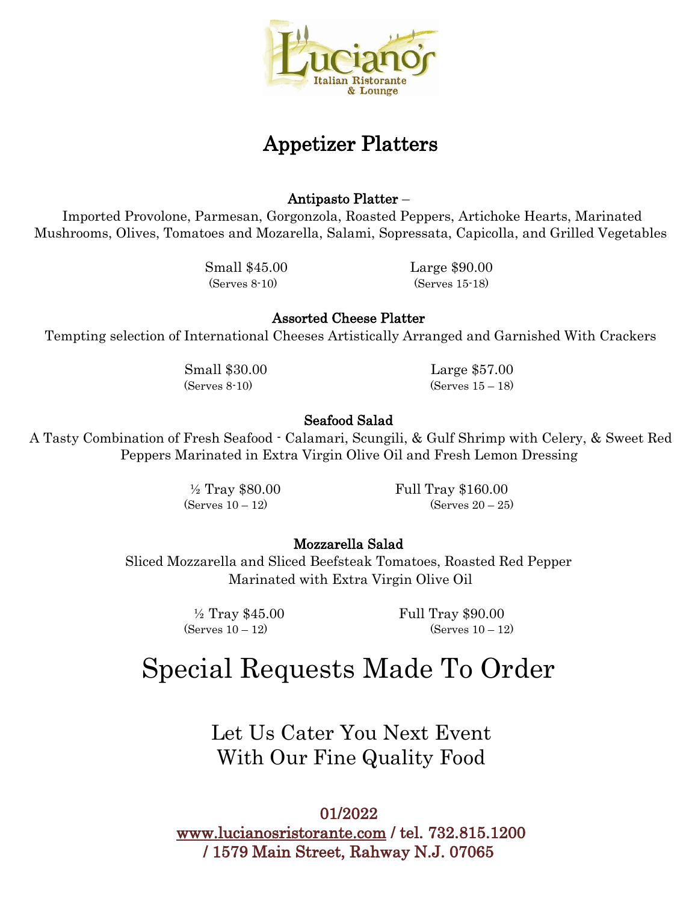Luciano's Italian Ristorante & Lounge

# Appetizer Platters

**Antipasto Platter** –

Imported Provolone, Parmesan, Gorgonzola, Roasted Peppers, Artichoke Hearts, Marinated Mushrooms, Olives, Tomatoes and Mozarella, Salami, Sopressata, Capicolla, and Grilled Vegetables

Small $45.00 (Serves 8-10)

Large $90.00 (Serves 15-18)

**Assorted Cheese Platter**

Tempting selection of International Cheeses Artistically Arranged and Garnished With Crackers

Small $30.00 (Serves 8-10)

Large $57.00 (Serves 15 – 18)

**Seafood Salad**

A Tasty Combination of Fresh Seafood - Calamari, Scungili, & Gulf Shrimp with Celery, & Sweet Red Peppers Marinated in Extra Virgin Olive Oil and Fresh Lemon Dressing

½ Tray $80.00 (Serves 10 – 12)

Full Tray $160.00 (Serves 20 – 25)

**Mozzarella Salad**

Sliced Mozzarella and Sliced Beefsteak Tomatoes, Roasted Red Pepper Marinated with Extra Virgin Olive Oil

½ Tray $45.00 (Serves 10 – 12)

Full Tray $90.00 (Serves 10 – 12)

# Special Requests Made To Order

## Let Us Cater You Next Event With Our Fine Quality Food

**01/2022**
**www.lucianosristorante.com / tel. 732.815.1200 / 1579 Main Street, Rahway N.J. 07065**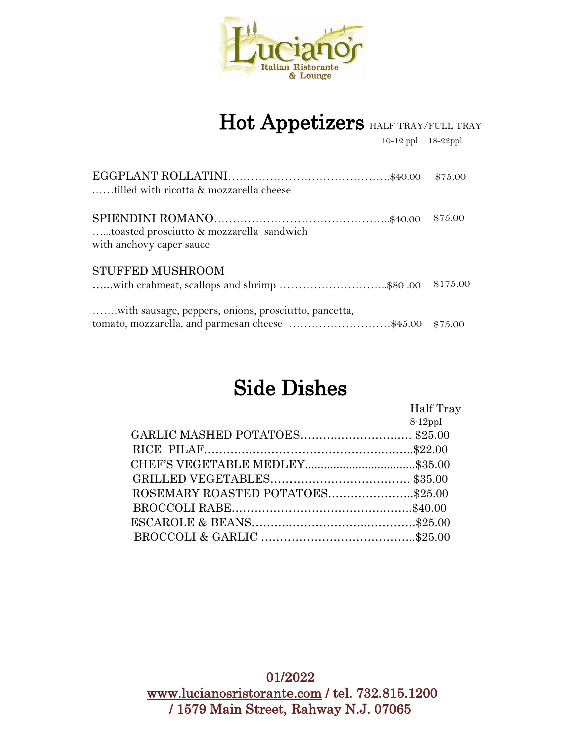Luciano's Italian Ristorante & Lounge

# Hot Appetizers

| | HALF TRAY 10-12 ppl | FULL TRAY 18-22ppl |
|---|---|---|
| EGGPLANT ROLLATINI ……filled with ricotta & mozzarella cheese | $40.00 | $75.00 |
| SPIENDINI ROMANO …...toasted prosciutto & mozzarella sandwich with anchovy caper sauce | $40.00 | $75.00 |
| STUFFED MUSHROOM ……with crabmeat, scallops and shrimp | $80 .00 | $175.00 |
| …….with sausage, peppers, onions, prosciutto, pancetta, tomato, mozzarella, and parmesan cheese | $45.00 | $75.00 |

# Side Dishes

| | Half Tray 8-12ppl |
|---|---|
| GARLIC MASHED POTATOES | $25.00 |
| RICE PILAF | $22.00 |
| CHEF'S VEGETABLE MEDLEY | $35.00 |
| GRILLED VEGETABLES | $35.00 |
| ROSEMARY ROASTED POTATOES | $25.00 |
| BROCCOLI RABE | $40.00 |
| ESCAROLE & BEANS | $25.00 |
| BROCCOLI & GARLIC | $25.00 |

01/2022
www.lucianosristorante.com / tel. 732.815.1200
/ 1579 Main Street, Rahway N.J. 07065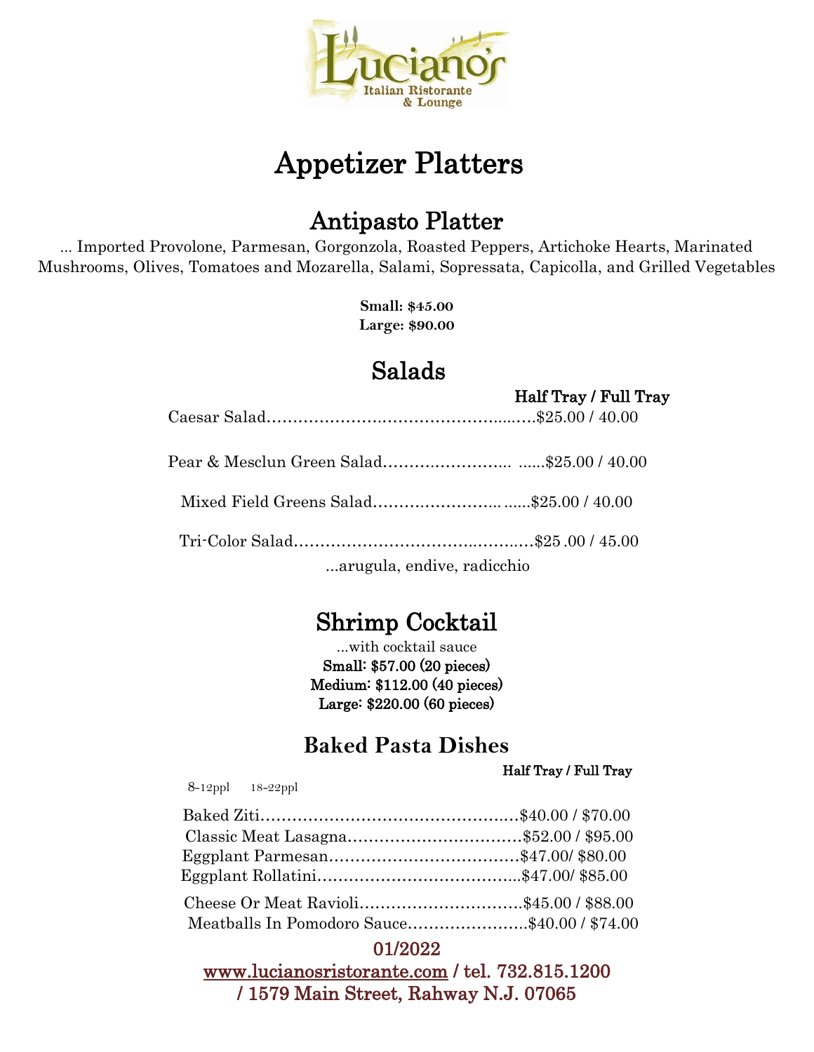Luciano's
Italian Ristorante & Lounge

# Appetizer Platters

## Antipasto Platter

... Imported Provolone, Parmesan, Gorgonzola, Roasted Peppers, Artichoke Hearts, Marinated Mushrooms, Olives, Tomatoes and Mozarella, Salami, Sopressata, Capicolla, and Grilled Vegetables

**Small: $45.00**
**Large: $90.00**

## Salads

| | Half Tray / Full Tray |
|---|---|
| Caesar Salad | $25.00 / 40.00 |
| Pear & Mesclun Green Salad | $25.00 / 40.00 |
| Mixed Field Greens Salad | $25.00 / 40.00 |
| Tri-Color Salad | $25 .00 / 45.00 |

...arugula, endive, radicchio

## Shrimp Cocktail

...with cocktail sauce

**Small: $57.00 (20 pieces)**
**Medium: $112.00 (40 pieces)**
**Large: $220.00 (60 pieces)**

## Baked Pasta Dishes

| | Half Tray / Full Tray |
|---|---|
| | 8-12ppl / 18-22ppl |
| Baked Ziti | $40.00 / $70.00 |
| Classic Meat Lasagna | $52.00 / $95.00 |
| Eggplant Parmesan | $47.00/ $80.00 |
| Eggplant Rollatini | $47.00/ $85.00 |
| Cheese Or Meat Ravioli | $45.00 / $88.00 |
| Meatballs In Pomodoro Sauce | $40.00 / $74.00 |

01/2022

www.lucianosristorante.com / tel. 732.815.1200 / 1579 Main Street, Rahway N.J. 07065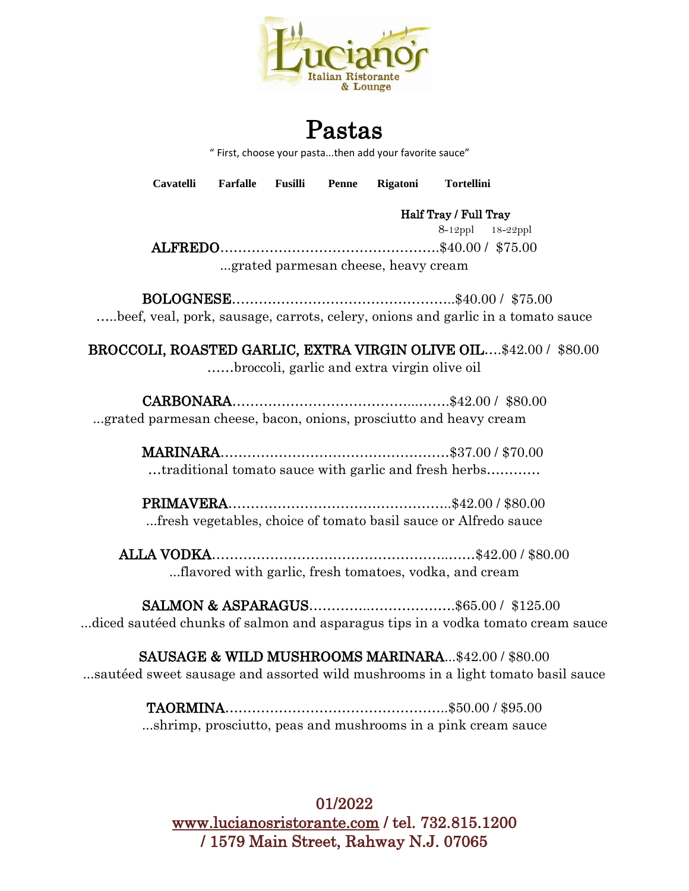Luciano's
Italian Ristorante & Lounge

# Pastas

" First, choose your pasta...then add your favorite sauce"

**Cavatelli** **Farfalle** **Fusilli** **Penne** **Rigatoni** **Tortellini**

Half Tray / Full Tray
8-12ppl 18-22ppl

ALFREDO……………………………………………$40.00 / $75.00
...grated parmesan cheese, heavy cream

BOLOGNESE……………………………………………..$40.00 / $75.00
…..beef, veal, pork, sausage, carrots, celery, onions and garlic in a tomato sauce

BROCCOLI, ROASTED GARLIC, EXTRA VIRGIN OLIVE OIL….$42.00 / $80.00
……broccoli, garlic and extra virgin olive oil

CARBONARA……………………………………..……$42.00 / $80.00
...grated parmesan cheese, bacon, onions, prosciutto and heavy cream

MARINARA……………………………………………$37.00 / $70.00
…traditional tomato sauce with garlic and fresh herbs…………

PRIMAVERA…………………………………………..$42.00 / $80.00
...fresh vegetables, choice of tomato basil sauce or Alfredo sauce

ALLA VODKA……………………………………….……$42.00 / $80.00
...flavored with garlic, fresh tomatoes, vodka, and cream

SALMON & ASPARAGUS…………..……………….$65.00 / $125.00
...diced sautéed chunks of salmon and asparagus tips in a vodka tomato cream sauce

SAUSAGE & WILD MUSHROOMS MARINARA...$42.00 / $80.00
...sautéed sweet sausage and assorted wild mushrooms in a light tomato basil sauce

TAORMINA…………………………………………..$50.00 / $95.00
...shrimp, prosciutto, peas and mushrooms in a pink cream sauce

01/2022
www.lucianosristorante.com / tel. 732.815.1200
/ 1579 Main Street, Rahway N.J. 07065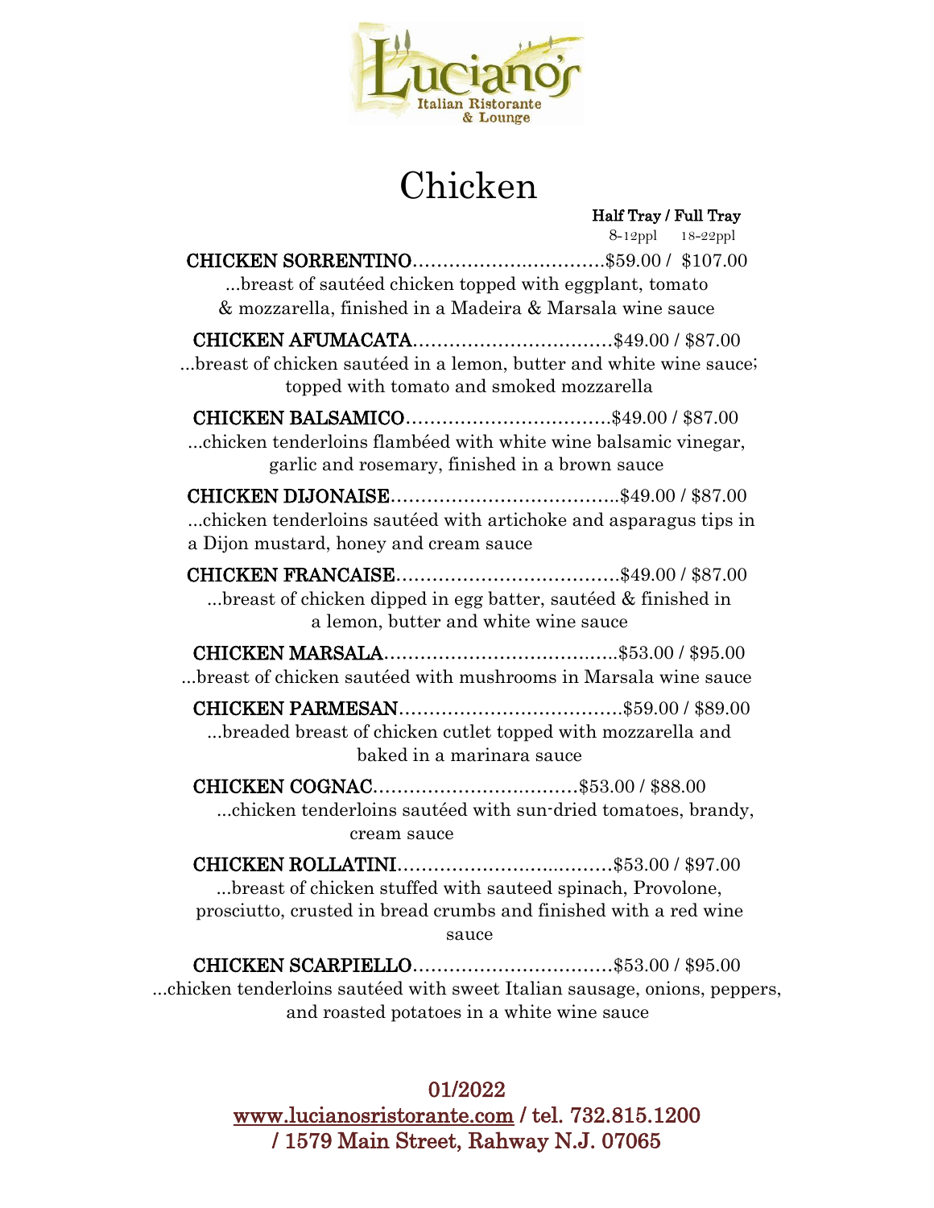Luciano's
Italian Ristorante & Lounge

# Chicken

**Half Tray / Full Tray**
8-12ppl 18-22ppl

**CHICKEN SORRENTINO**……………………………$59.00 / $107.00
...breast of sautéed chicken topped with eggplant, tomato & mozzarella, finished in a Madeira & Marsala wine sauce

**CHICKEN AFUMACATA**……………………………$49.00 / $87.00
...breast of chicken sautéed in a lemon, butter and white wine sauce; topped with tomato and smoked mozzarella

**CHICKEN BALSAMICO**……………………………$49.00 / $87.00
...chicken tenderloins flambéed with white wine balsamic vinegar, garlic and rosemary, finished in a brown sauce

**CHICKEN DIJONAISE**……………………………$49.00 / $87.00
...chicken tenderloins sautéed with artichoke and asparagus tips in a Dijon mustard, honey and cream sauce

**CHICKEN FRANCAISE**……………………………$49.00 / $87.00
...breast of chicken dipped in egg batter, sautéed & finished in a lemon, butter and white wine sauce

**CHICKEN MARSALA**……………………………$53.00 / $95.00
...breast of chicken sautéed with mushrooms in Marsala wine sauce

**CHICKEN PARMESAN**……………………………$59.00 / $89.00
...breaded breast of chicken cutlet topped with mozzarella and baked in a marinara sauce

**CHICKEN COGNAC**……………………………$53.00 / $88.00
...chicken tenderloins sautéed with sun-dried tomatoes, brandy, cream sauce

**CHICKEN ROLLATINI**……………………………$53.00 / $97.00
...breast of chicken stuffed with sauteed spinach, Provolone, prosciutto, crusted in bread crumbs and finished with a red wine sauce

**CHICKEN SCARPIELLO**……………………………$53.00 / $95.00
...chicken tenderloins sautéed with sweet Italian sausage, onions, peppers, and roasted potatoes in a white wine sauce

01/2022
www.lucianosristorante.com / tel. 732.815.1200 / 1579 Main Street, Rahway N.J. 07065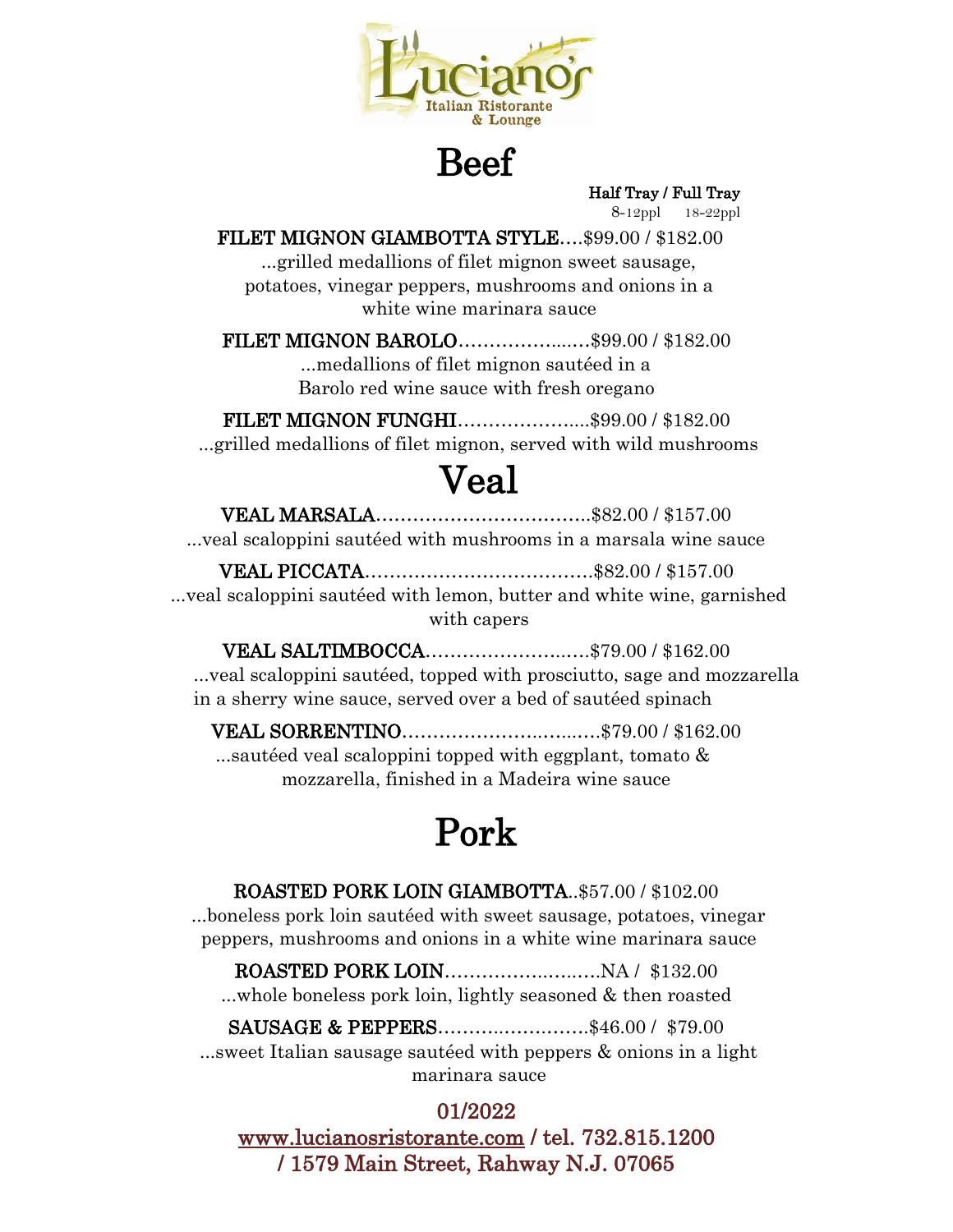Luciano's
Italian Ristorante
& Lounge

# Beef

**Half Tray / Full Tray**
8-12ppl 18-22ppl

**FILET MIGNON GIAMBOTTA STYLE**....$99.00 / $182.00
...grilled medallions of filet mignon sweet sausage, potatoes, vinegar peppers, mushrooms and onions in a white wine marinara sauce

**FILET MIGNON BAROLO**......................$99.00 / $182.00
...medallions of filet mignon sautéed in a Barolo red wine sauce with fresh oregano

**FILET MIGNON FUNGHI**......................$99.00 / $182.00
...grilled medallions of filet mignon, served with wild mushrooms

# Veal

**VEAL MARSALA**....................................$82.00 / $157.00
...veal scaloppini sautéed with mushrooms in a marsala wine sauce

**VEAL PICCATA**.....................................$82.00 / $157.00
...veal scaloppini sautéed with lemon, butter and white wine, garnished with capers

**VEAL SALTIMBOCCA**...........................$79.00 / $162.00
...veal scaloppini sautéed, topped with prosciutto, sage and mozzarella in a sherry wine sauce, served over a bed of sautéed spinach

**VEAL SORRENTINO**...............................$79.00 / $162.00
...sautéed veal scaloppini topped with eggplant, tomato & mozzarella, finished in a Madeira wine sauce

# Pork

**ROASTED PORK LOIN GIAMBOTTA**..$57.00 / $102.00
...boneless pork loin sautéed with sweet sausage, potatoes, vinegar peppers, mushrooms and onions in a white wine marinara sauce

**ROASTED PORK LOIN**..........................NA / $132.00
...whole boneless pork loin, lightly seasoned & then roasted

**SAUSAGE & PEPPERS**..........................$46.00 / $79.00
...sweet Italian sausage sautéed with peppers & onions in a light marinara sauce

01/2022
www.lucianosristorante.com / tel. 732.815.1200 / 1579 Main Street, Rahway N.J. 07065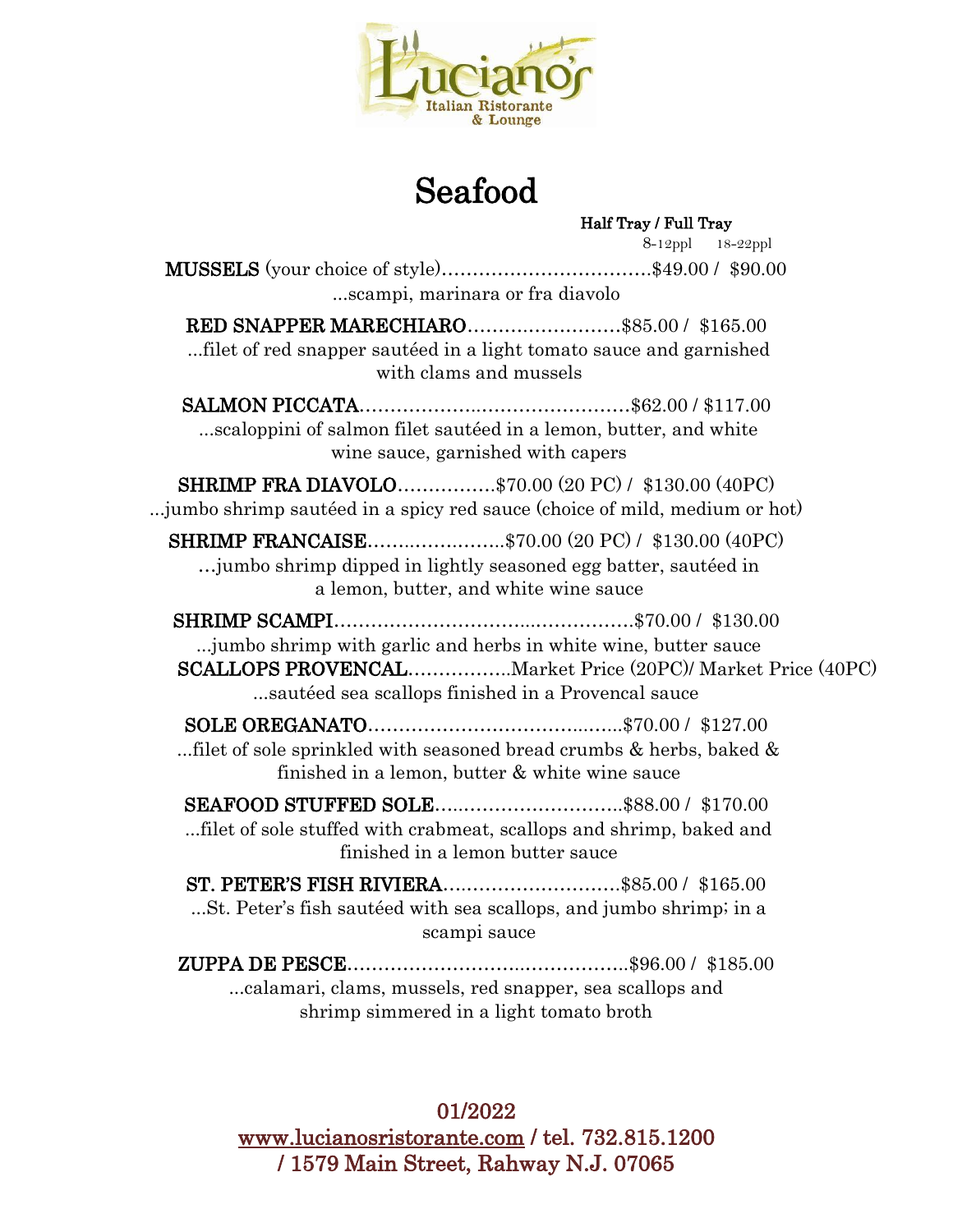Luciano's
Italian Ristorante
& Lounge

# Seafood

**Half Tray / Full Tray**
8-12ppl 18-22ppl

**MUSSELS** (your choice of style)……………………………$49.00 / $90.00
...scampi, marinara or fra diavolo

**RED SNAPPER MARECHIARO**……………………$85.00 / $165.00
...filet of red snapper sautéed in a light tomato sauce and garnished with clams and mussels

**SALMON PICCATA**……………………………………$62.00 / $117.00
...scaloppini of salmon filet sautéed in a lemon, butter, and white wine sauce, garnished with capers

**SHRIMP FRA DIAVOLO**……………$70.00 (20 PC) / $130.00 (40PC)
...jumbo shrimp sautéed in a spicy red sauce (choice of mild, medium or hot)

**SHRIMP FRANCAISE**…………………$70.00 (20 PC) / $130.00 (40PC)
…jumbo shrimp dipped in lightly seasoned egg batter, sautéed in a lemon, butter, and white wine sauce

**SHRIMP SCAMPI**…………………………………………$70.00 / $130.00
...jumbo shrimp with garlic and herbs in white wine, butter sauce

**SCALLOPS PROVENCAL**……………Market Price (20PC)/ Market Price (40PC)
...sautéed sea scallops finished in a Provencal sauce

**SOLE OREGANATO**…………………………………$70.00 / $127.00
...filet of sole sprinkled with seasoned bread crumbs & herbs, baked & finished in a lemon, butter & white wine sauce

**SEAFOOD STUFFED SOLE**…………………………$88.00 / $170.00
...filet of sole stuffed with crabmeat, scallops and shrimp, baked and finished in a lemon butter sauce

**ST. PETER'S FISH RIVIERA**………………………$85.00 / $165.00
...St. Peter's fish sautéed with sea scallops, and jumbo shrimp; in a scampi sauce

**ZUPPA DE PESCE**……………………………………$96.00 / $185.00
...calamari, clams, mussels, red snapper, sea scallops and shrimp simmered in a light tomato broth

01/2022
www.lucianosristorante.com / tel. 732.815.1200 / 1579 Main Street, Rahway N.J. 07065